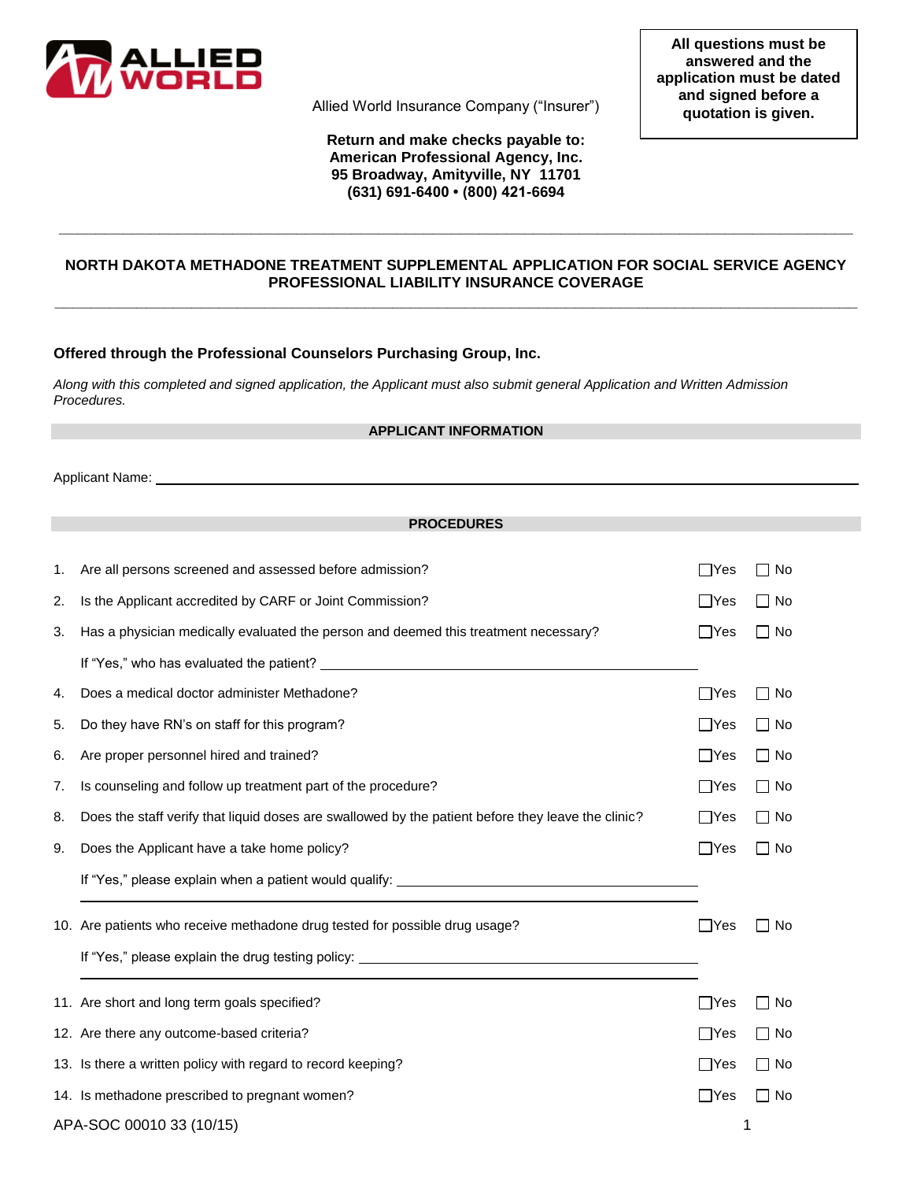ALLIED WORLD

Allied World Insurance Company ("Insurer")

**All questions must be answered and the application must be dated and signed before a quotation is given.**

**Return and make checks payable to:**
**American Professional Agency, Inc.**
**95 Broadway, Amityville, NY 11701**
**(631) 691-6400 • (800) 421-6694**

---

## NORTH DAKOTA METHADONE TREATMENT SUPPLEMENTAL APPLICATION FOR SOCIAL SERVICE AGENCY PROFESSIONAL LIABILITY INSURANCE COVERAGE

---

**Offered through the Professional Counselors Purchasing Group, Inc.**

*Along with this completed and signed application, the Applicant must also submit general Application and Written Admission Procedures.*

### APPLICANT INFORMATION

Applicant Name: ____________________________________________

### PROCEDURES

1. Are all persons screened and assessed before admission? ☐ Yes ☐ No
2. Is the Applicant accredited by CARF or Joint Commission? ☐ Yes ☐ No
3. Has a physician medically evaluated the person and deemed this treatment necessary? ☐ Yes ☐ No

   If "Yes," who has evaluated the patient? ____________________________________________
4. Does a medical doctor administer Methadone? ☐ Yes ☐ No
5. Do they have RN's on staff for this program? ☐ Yes ☐ No
6. Are proper personnel hired and trained? ☐ Yes ☐ No
7. Is counseling and follow up treatment part of the procedure? ☐ Yes ☐ No
8. Does the staff verify that liquid doses are swallowed by the patient before they leave the clinic? ☐ Yes ☐ No
9. Does the Applicant have a take home policy? ☐ Yes ☐ No

   If "Yes," please explain when a patient would qualify: ____________________________________________

   ____________________________________________
10. Are patients who receive methadone drug tested for possible drug usage? ☐ Yes ☐ No

    If "Yes," please explain the drug testing policy: ____________________________________________

    ____________________________________________
11. Are short and long term goals specified? ☐ Yes ☐ No
12. Are there any outcome-based criteria? ☐ Yes ☐ No
13. Is there a written policy with regard to record keeping? ☐ Yes ☐ No
14. Is methadone prescribed to pregnant women? ☐ Yes ☐ No

APA-SOC 00010 33 (10/15)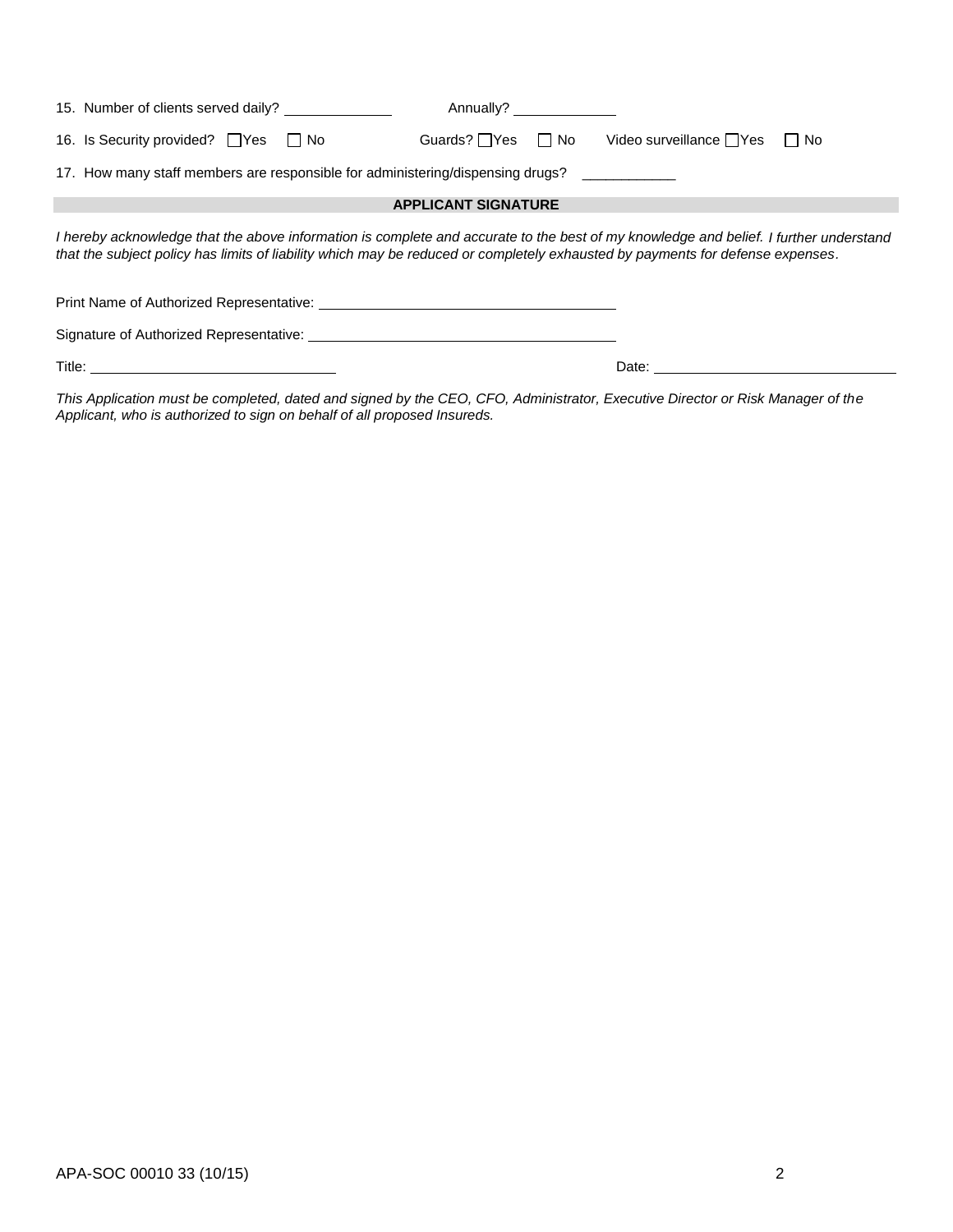15. Number of clients served daily? ______________ Annually? ______________

16. Is Security provided? ☐ Yes ☐ No Guards? ☐ Yes ☐ No Video surveillance ☐ Yes ☐ No

17. How many staff members are responsible for administering/dispensing drugs? ____________

## APPLICANT SIGNATURE

*I hereby acknowledge that the above information is complete and accurate to the best of my knowledge and belief. I further understand that the subject policy has limits of liability which may be reduced or completely exhausted by payments for defense expenses.*

Print Name of Authorized Representative: ________________________________________

Signature of Authorized Representative: ________________________________________

Title: ________________________________ Date: ________________________________

*This Application must be completed, dated and signed by the CEO, CFO, Administrator, Executive Director or Risk Manager of the Applicant, who is authorized to sign on behalf of all proposed Insureds.*

APA-SOC 00010 33 (10/15)